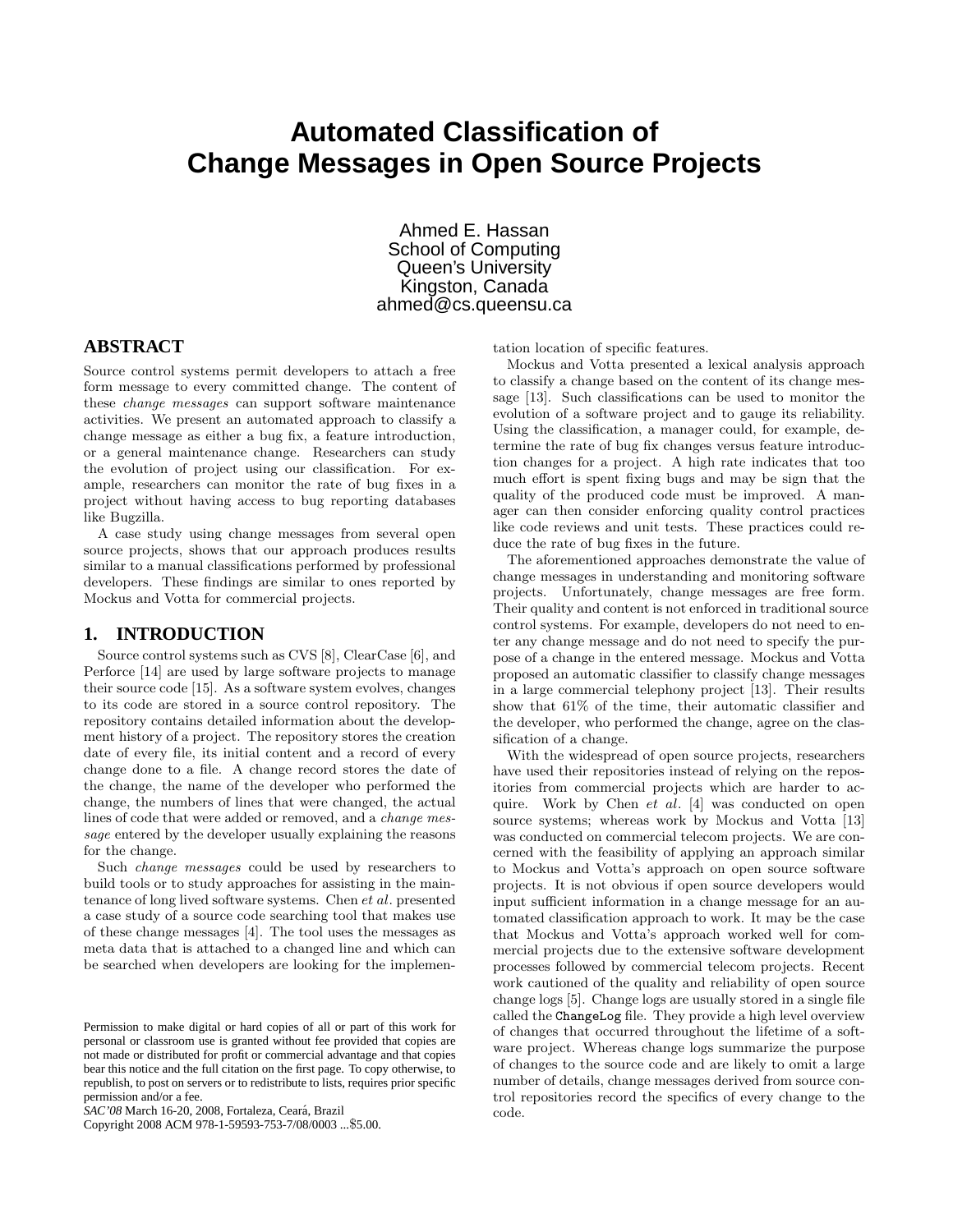# Automated Classification of Change Messages in Open Source Projects

Ahmed E. Hassan
School of Computing
Queen's University
Kingston, Canada
ahmed@cs.queensu.ca

## ABSTRACT

Source control systems permit developers to attach a free form message to every committed change. The content of these *change messages* can support software maintenance activities. We present an automated approach to classify a change message as either a bug fix, a feature introduction, or a general maintenance change. Researchers can study the evolution of project using our classification. For example, researchers can monitor the rate of bug fixes in a project without having access to bug reporting databases like Bugzilla.

A case study using change messages from several open source projects, shows that our approach produces results similar to a manual classifications performed by professional developers. These findings are similar to ones reported by Mockus and Votta for commercial projects.

## 1. INTRODUCTION

Source control systems such as CVS [8], ClearCase [6], and Perforce [14] are used by large software projects to manage their source code [15]. As a software system evolves, changes to its code are stored in a source control repository. The repository contains detailed information about the development history of a project. The repository stores the creation date of every file, its initial content and a record of every change done to a file. A change record stores the date of the change, the name of the developer who performed the change, the numbers of lines that were changed, the actual lines of code that were added or removed, and a *change message* entered by the developer usually explaining the reasons for the change.

Such *change messages* could be used by researchers to build tools or to study approaches for assisting in the maintenance of long lived software systems. Chen *et al*. presented a case study of a source code searching tool that makes use of these change messages [4]. The tool uses the messages as meta data that is attached to a changed line and which can be searched when developers are looking for the implementation location of specific features.

Mockus and Votta presented a lexical analysis approach to classify a change based on the content of its change message [13]. Such classifications can be used to monitor the evolution of a software project and to gauge its reliability. Using the classification, a manager could, for example, determine the rate of bug fix changes versus feature introduction changes for a project. A high rate indicates that too much effort is spent fixing bugs and may be sign that the quality of the produced code must be improved. A manager can then consider enforcing quality control practices like code reviews and unit tests. These practices could reduce the rate of bug fixes in the future.

The aforementioned approaches demonstrate the value of change messages in understanding and monitoring software projects. Unfortunately, change messages are free form. Their quality and content is not enforced in traditional source control systems. For example, developers do not need to enter any change message and do not need to specify the purpose of a change in the entered message. Mockus and Votta proposed an automatic classifier to classify change messages in a large commercial telephony project [13]. Their results show that 61% of the time, their automatic classifier and the developer, who performed the change, agree on the classification of a change.

With the widespread of open source projects, researchers have used their repositories instead of relying on the repositories from commercial projects which are harder to acquire. Work by Chen *et al*. [4] was conducted on open source systems; whereas work by Mockus and Votta [13] was conducted on commercial telecom projects. We are concerned with the feasibility of applying an approach similar to Mockus and Votta's approach on open source software projects. It is not obvious if open source developers would input sufficient information in a change message for an automated classification approach to work. It may be the case that Mockus and Votta's approach worked well for commercial projects due to the extensive software development processes followed by commercial telecom projects. Recent work cautioned of the quality and reliability of open source change logs [5]. Change logs are usually stored in a single file called the `ChangeLog` file. They provide a high level overview of changes that occurred throughout the lifetime of a software project. Whereas change logs summarize the purpose of changes to the source code and are likely to omit a large number of details, change messages derived from source control repositories record the specifics of every change to the code.

Permission to make digital or hard copies of all or part of this work for personal or classroom use is granted without fee provided that copies are not made or distributed for profit or commercial advantage and that copies bear this notice and the full citation on the first page. To copy otherwise, to republish, to post on servers or to redistribute to lists, requires prior specific permission and/or a fee.
*SAC'08* March 16-20, 2008, Fortaleza, Ceará, Brazil
Copyright 2008 ACM 978-1-59593-753-7/08/0003 ...$5.00.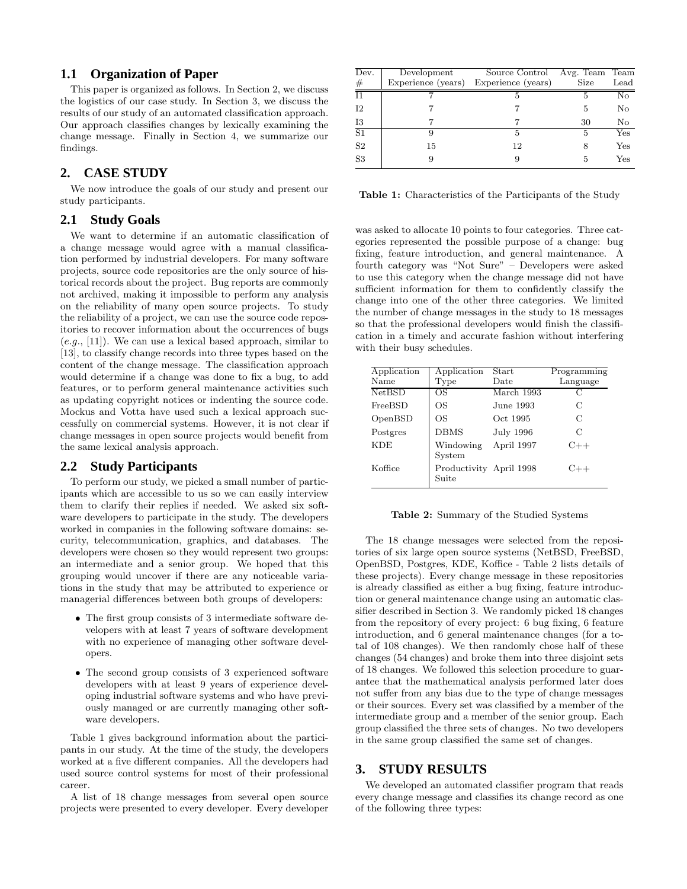### 1.1 Organization of Paper

This paper is organized as follows. In Section 2, we discuss the logistics of our case study. In Section 3, we discuss the results of our study of an automated classification approach. Our approach classifies changes by lexically examining the change message. Finally in Section 4, we summarize our findings.

## 2. CASE STUDY

We now introduce the goals of our study and present our study participants.

### 2.1 Study Goals

We want to determine if an automatic classification of a change message would agree with a manual classification performed by industrial developers. For many software projects, source code repositories are the only source of historical records about the project. Bug reports are commonly not archived, making it impossible to perform any analysis on the reliability of many open source projects. To study the reliability of a project, we can use the source code repositories to recover information about the occurrences of bugs (*e.g.*, [11]). We can use a lexical based approach, similar to [13], to classify change records into three types based on the content of the change message. The classification approach would determine if a change was done to fix a bug, to add features, or to perform general maintenance activities such as updating copyright notices or indenting the source code. Mockus and Votta have used such a lexical approach successfully on commercial systems. However, it is not clear if change messages in open source projects would benefit from the same lexical analysis approach.

### 2.2 Study Participants

To perform our study, we picked a small number of participants which are accessible to us so we can easily interview them to clarify their replies if needed. We asked six software developers to participate in the study. The developers worked in companies in the following software domains: security, telecommunication, graphics, and databases. The developers were chosen so they would represent two groups: an intermediate and a senior group. We hoped that this grouping would uncover if there are any noticeable variations in the study that may be attributed to experience or managerial differences between both groups of developers:

- The first group consists of 3 intermediate software developers with at least 7 years of software development with no experience of managing other software developers.
- The second group consists of 3 experienced software developers with at least 9 years of experience developing industrial software systems and who have previously managed or are currently managing other software developers.

Table 1 gives background information about the participants in our study. At the time of the study, the developers worked at a five different companies. All the developers had used source control systems for most of their professional career.

A list of 18 change messages from several open source projects were presented to every developer. Every developer was asked to allocate 10 points to four categories. Three categories represented the possible purpose of a change: bug fixing, feature introduction, and general maintenance. A fourth category was "Not Sure" – Developers were asked to use this category when the change message did not have sufficient information for them to confidently classify the change into one of the other three categories. We limited the number of change messages in the study to 18 messages so that the professional developers would finish the classification in a timely and accurate fashion without interfering with their busy schedules.

| Dev. # | Development Experience (years) | Source Control Experience (years) | Avg. Team Size | Team Lead |
|---|---|---|---|---|
| I1 | 7 | 5 | 5 | No |
| I2 | 7 | 7 | 5 | No |
| I3 | 7 | 7 | 30 | No |
| S1 | 9 | 5 | 5 | Yes |
| S2 | 15 | 12 | 8 | Yes |
| S3 | 9 | 9 | 5 | Yes |

**Table 1:** Characteristics of the Participants of the Study

| Application Name | Application Type | Start Date | Programming Language |
|---|---|---|---|
| NetBSD | OS | March 1993 | C |
| FreeBSD | OS | June 1993 | C |
| OpenBSD | OS | Oct 1995 | C |
| Postgres | DBMS | July 1996 | C |
| KDE | Windowing System | April 1997 | C++ |
| Koffice | Productivity Suite | April 1998 | C++ |

**Table 2:** Summary of the Studied Systems

The 18 change messages were selected from the repositories of six large open source systems (NetBSD, FreeBSD, OpenBSD, Postgres, KDE, Koffice - Table 2 lists details of these projects). Every change message in these repositories is already classified as either a bug fixing, feature introduction or general maintenance change using an automatic classifier described in Section 3. We randomly picked 18 changes from the repository of every project: 6 bug fixing, 6 feature introduction, and 6 general maintenance changes (for a total of 108 changes). We then randomly chose half of these changes (54 changes) and broke them into three disjoint sets of 18 changes. We followed this selection procedure to guarantee that the mathematical analysis performed later does not suffer from any bias due to the type of change messages or their sources. Every set was classified by a member of the intermediate group and a member of the senior group. Each group classified the three sets of changes. No two developers in the same group classified the same set of changes.

## 3. STUDY RESULTS

We developed an automated classifier program that reads every change message and classifies its change record as one of the following three types: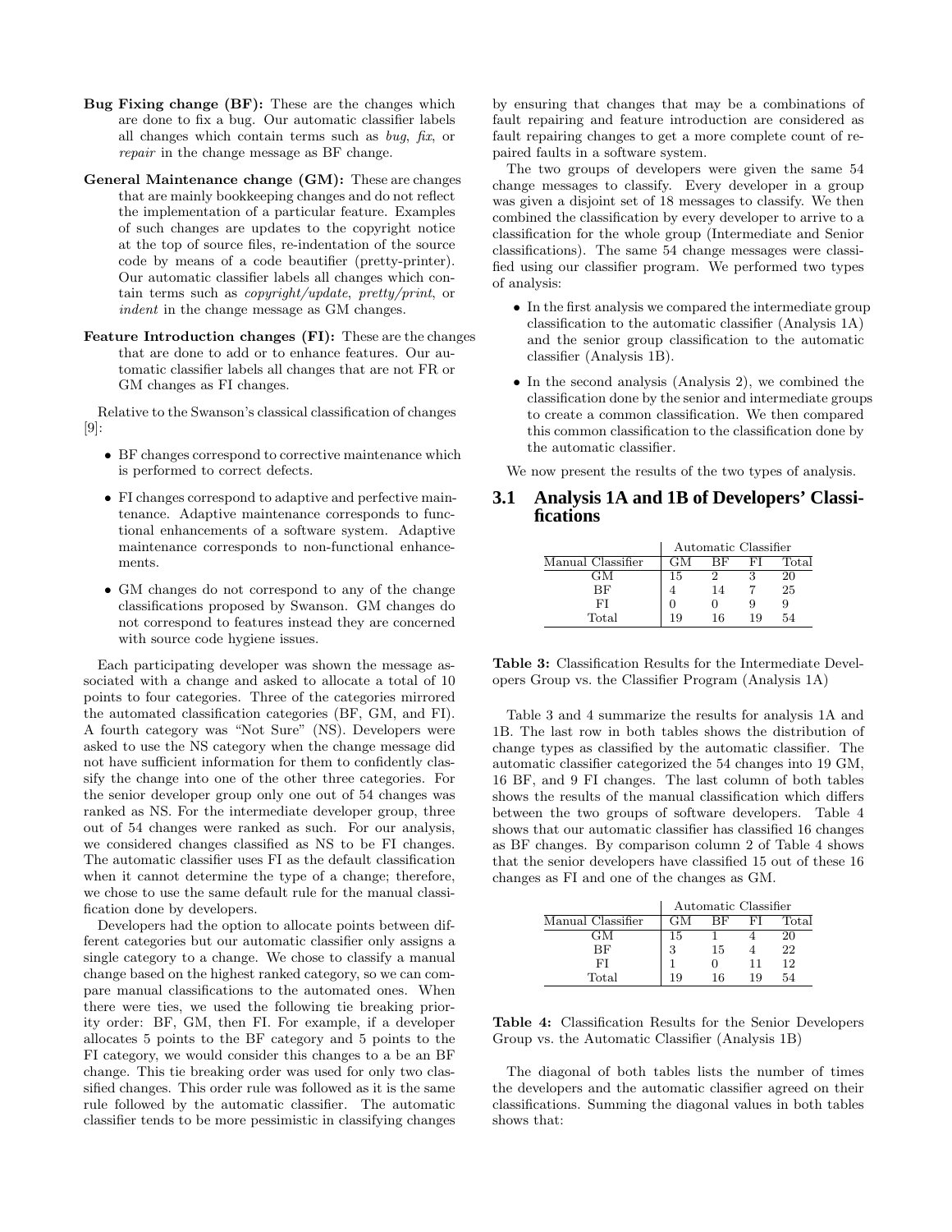**Bug Fixing change (BF):** These are the changes which are done to fix a bug. Our automatic classifier labels all changes which contain terms such as *bug*, *fix*, or *repair* in the change message as BF change.

**General Maintenance change (GM):** These are changes that are mainly bookkeeping changes and do not reflect the implementation of a particular feature. Examples of such changes are updates to the copyright notice at the top of source files, re-indentation of the source code by means of a code beautifier (pretty-printer). Our automatic classifier labels all changes which contain terms such as *copyright/update*, *pretty/print*, or *indent* in the change message as GM changes.

**Feature Introduction changes (FI):** These are the changes that are done to add or to enhance features. Our automatic classifier labels all changes that are not FR or GM changes as FI changes.

Relative to the Swanson's classical classification of changes [9]:

- BF changes correspond to corrective maintenance which is performed to correct defects.
- FI changes correspond to adaptive and perfective maintenance. Adaptive maintenance corresponds to functional enhancements of a software system. Adaptive maintenance corresponds to non-functional enhancements.
- GM changes do not correspond to any of the change classifications proposed by Swanson. GM changes do not correspond to features instead they are concerned with source code hygiene issues.

Each participating developer was shown the message associated with a change and asked to allocate a total of 10 points to four categories. Three of the categories mirrored the automated classification categories (BF, GM, and FI). A fourth category was "Not Sure" (NS). Developers were asked to use the NS category when the change message did not have sufficient information for them to confidently classify the change into one of the other three categories. For the senior developer group only one out of 54 changes was ranked as NS. For the intermediate developer group, three out of 54 changes were ranked as such. For our analysis, we considered changes classified as NS to be FI changes. The automatic classifier uses FI as the default classification when it cannot determine the type of a change; therefore, we chose to use the same default rule for the manual classification done by developers.

Developers had the option to allocate points between different categories but our automatic classifier only assigns a single category to a change. We chose to classify a manual change based on the highest ranked category, so we can compare manual classifications to the automated ones. When there were ties, we used the following tie breaking priority order: BF, GM, then FI. For example, if a developer allocates 5 points to the BF category and 5 points to the FI category, we would consider this changes to a be an BF change. This tie breaking order was used for only two classified changes. This order rule was followed as it is the same rule followed by the automatic classifier. The automatic classifier tends to be more pessimistic in classifying changes by ensuring that changes that may be a combinations of fault repairing and feature introduction are considered as fault repairing changes to get a more complete count of repaired faults in a software system.

The two groups of developers were given the same 54 change messages to classify. Every developer in a group was given a disjoint set of 18 messages to classify. We then combined the classification by every developer to arrive to a classification for the whole group (Intermediate and Senior classifications). The same 54 change messages were classified using our classifier program. We performed two types of analysis:

- In the first analysis we compared the intermediate group classification to the automatic classifier (Analysis 1A) and the senior group classification to the automatic classifier (Analysis 1B).
- In the second analysis (Analysis 2), we combined the classification done by the senior and intermediate groups to create a common classification. We then compared this common classification to the classification done by the automatic classifier.

We now present the results of the two types of analysis.

## 3.1 Analysis 1A and 1B of Developers' Classifications

| | Automatic Classifier | | | |
|---|---|---|---|---|
| Manual Classifier | GM | BF | FI | Total |
| GM | 15 | 2 | 3 | 20 |
| BF | 4 | 14 | 7 | 25 |
| FI | 0 | 0 | 9 | 9 |
| Total | 19 | 16 | 19 | 54 |

**Table 3:** Classification Results for the Intermediate Developers Group vs. the Classifier Program (Analysis 1A)

Table 3 and 4 summarize the results for analysis 1A and 1B. The last row in both tables shows the distribution of change types as classified by the automatic classifier. The automatic classifier categorized the 54 changes into 19 GM, 16 BF, and 9 FI changes. The last column of both tables shows the results of the manual classification which differs between the two groups of software developers. Table 4 shows that our automatic classifier has classified 16 changes as BF changes. By comparison column 2 of Table 4 shows that the senior developers have classified 15 out of these 16 changes as FI and one of the changes as GM.

| | Automatic Classifier | | | |
|---|---|---|---|---|
| Manual Classifier | GM | BF | FI | Total |
| GM | 15 | 1 | 4 | 20 |
| BF | 3 | 15 | 4 | 22 |
| FI | 1 | 0 | 11 | 12 |
| Total | 19 | 16 | 19 | 54 |

**Table 4:** Classification Results for the Senior Developers Group vs. the Automatic Classifier (Analysis 1B)

The diagonal of both tables lists the number of times the developers and the automatic classifier agreed on their classifications. Summing the diagonal values in both tables shows that: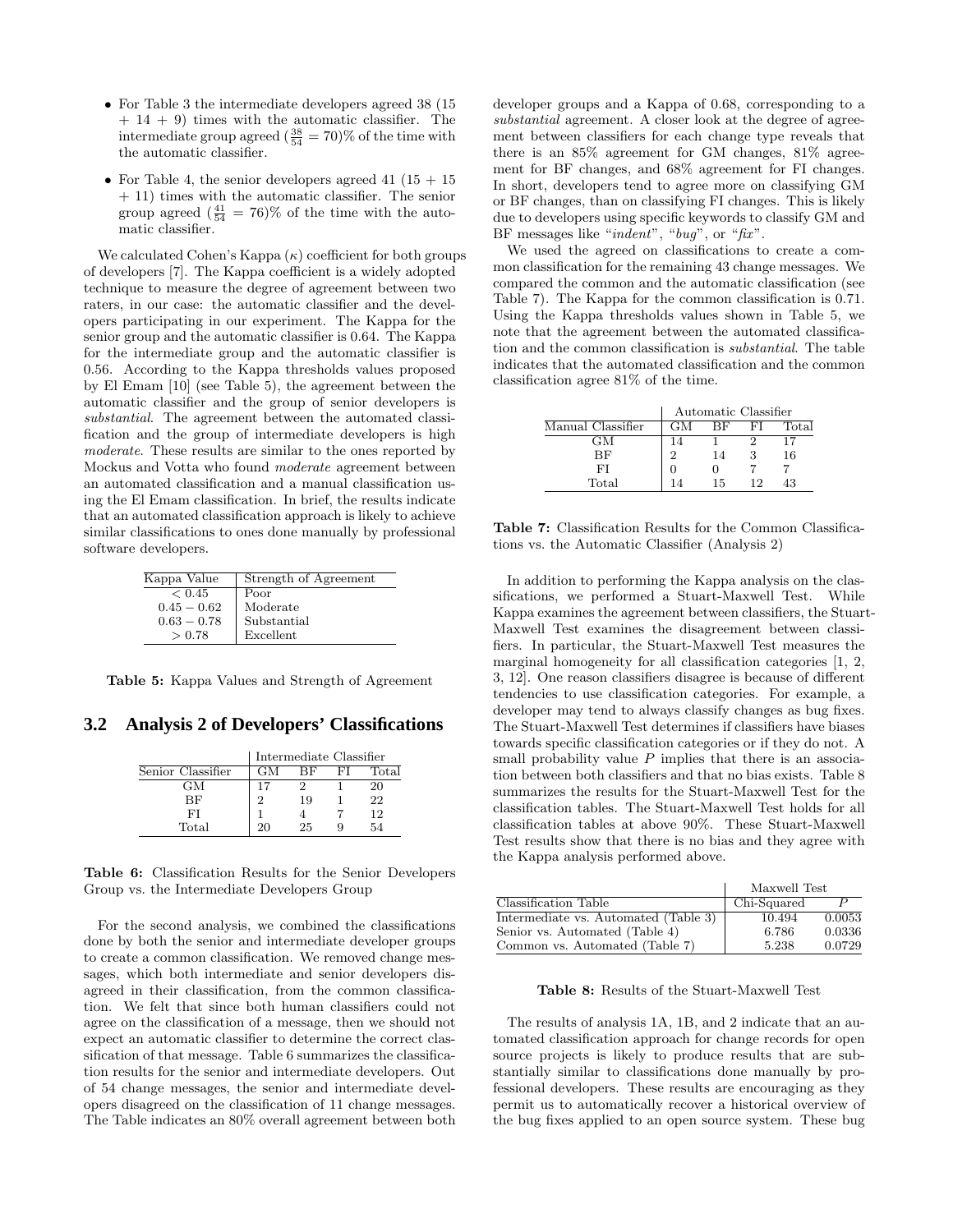- For Table 3 the intermediate developers agreed 38 (15 + 14 + 9) times with the automatic classifier. The intermediate group agreed ($\frac{38}{54} = 70$)% of the time with the automatic classifier.

- For Table 4, the senior developers agreed 41 (15 + 15 + 11) times with the automatic classifier. The senior group agreed ($\frac{41}{54} = 76$)% of the time with the automatic classifier.

We calculated Cohen's Kappa ($\kappa$) coefficient for both groups of developers [7]. The Kappa coefficient is a widely adopted technique to measure the degree of agreement between two raters, in our case: the automatic classifier and the developers participating in our experiment. The Kappa for the senior group and the automatic classifier is 0.64. The Kappa for the intermediate group and the automatic classifier is 0.56. According to the Kappa thresholds values proposed by El Emam [10] (see Table 5), the agreement between the automatic classifier and the group of senior developers is *substantial*. The agreement between the automated classification and the group of intermediate developers is high *moderate*. These results are similar to the ones reported by Mockus and Votta who found *moderate* agreement between an automated classification and a manual classification using the El Emam classification. In brief, the results indicate that an automated classification approach is likely to achieve similar classifications to ones done manually by professional software developers.

| Kappa Value | Strength of Agreement |
|---|---|
| $< 0.45$ | Poor |
| $0.45 - 0.62$ | Moderate |
| $0.63 - 0.78$ | Substantial |
| $> 0.78$ | Excellent |

**Table 5:** Kappa Values and Strength of Agreement

## 3.2 Analysis 2 of Developers' Classifications

| | Intermediate Classifier | | | |
|---|---|---|---|---|
| Senior Classifier | GM | BF | FI | Total |
| GM | 17 | 2 | 1 | 20 |
| BF | 2 | 19 | 1 | 22 |
| FI | 1 | 4 | 7 | 12 |
| Total | 20 | 25 | 9 | 54 |

**Table 6:** Classification Results for the Senior Developers Group vs. the Intermediate Developers Group

For the second analysis, we combined the classifications done by both the senior and intermediate developer groups to create a common classification. We removed change messages, which both intermediate and senior developers disagreed in their classification, from the common classification. We felt that since both human classifiers could not agree on the classification of a message, then we should not expect an automatic classifier to determine the correct classification of that message. Table 6 summarizes the classification results for the senior and intermediate developers. Out of 54 change messages, the senior and intermediate developers disagreed on the classification of 11 change messages. The Table indicates an 80% overall agreement between both developer groups and a Kappa of 0.68, corresponding to a *substantial* agreement. A closer look at the degree of agreement between classifiers for each change type reveals that there is an 85% agreement for GM changes, 81% agreement for BF changes, and 68% agreement for FI changes. In short, developers tend to agree more on classifying GM or BF changes, than on classifying FI changes. This is likely due to developers using specific keywords to classify GM and BF messages like "*indent*", "*bug*", or "*fix*".

We used the agreed on classifications to create a common classification for the remaining 43 change messages. We compared the common and the automatic classification (see Table 7). The Kappa for the common classification is 0.71. Using the Kappa thresholds values shown in Table 5, we note that the agreement between the automated classification and the common classification is *substantial*. The table indicates that the automated classification and the common classification agree 81% of the time.

| | Automatic Classifier | | | |
|---|---|---|---|---|
| Manual Classifier | GM | BF | FI | Total |
| GM | 14 | 1 | 2 | 17 |
| BF | 2 | 14 | 3 | 16 |
| FI | 0 | 0 | 7 | 7 |
| Total | 14 | 15 | 12 | 43 |

**Table 7:** Classification Results for the Common Classifications vs. the Automatic Classifier (Analysis 2)

In addition to performing the Kappa analysis on the classifications, we performed a Stuart-Maxwell Test. While Kappa examines the agreement between classifiers, the Stuart-Maxwell Test examines the disagreement between classifiers. In particular, the Stuart-Maxwell Test measures the marginal homogeneity for all classification categories [1, 2, 3, 12]. One reason classifiers disagree is because of different tendencies to use classification categories. For example, a developer may tend to always classify changes as bug fixes. The Stuart-Maxwell Test determines if classifiers have biases towards specific classification categories or if they do not. A small probability value $P$ implies that there is an association between both classifiers and that no bias exists. Table 8 summarizes the results for the Stuart-Maxwell Test for the classification tables. The Stuart-Maxwell Test holds for all classification tables at above 90%. These Stuart-Maxwell Test results show that there is no bias and they agree with the Kappa analysis performed above.

| | Maxwell Test | |
|---|---|---|
| Classification Table | Chi-Squared | $P$ |
| Intermediate vs. Automated (Table 3) | 10.494 | 0.0053 |
| Senior vs. Automated (Table 4) | 6.786 | 0.0336 |
| Common vs. Automated (Table 7) | 5.238 | 0.0729 |

**Table 8:** Results of the Stuart-Maxwell Test

The results of analysis 1A, 1B, and 2 indicate that an automated classification approach for change records for open source projects is likely to produce results that are substantially similar to classifications done manually by professional developers. These results are encouraging as they permit us to automatically recover a historical overview of the bug fixes applied to an open source system. These bug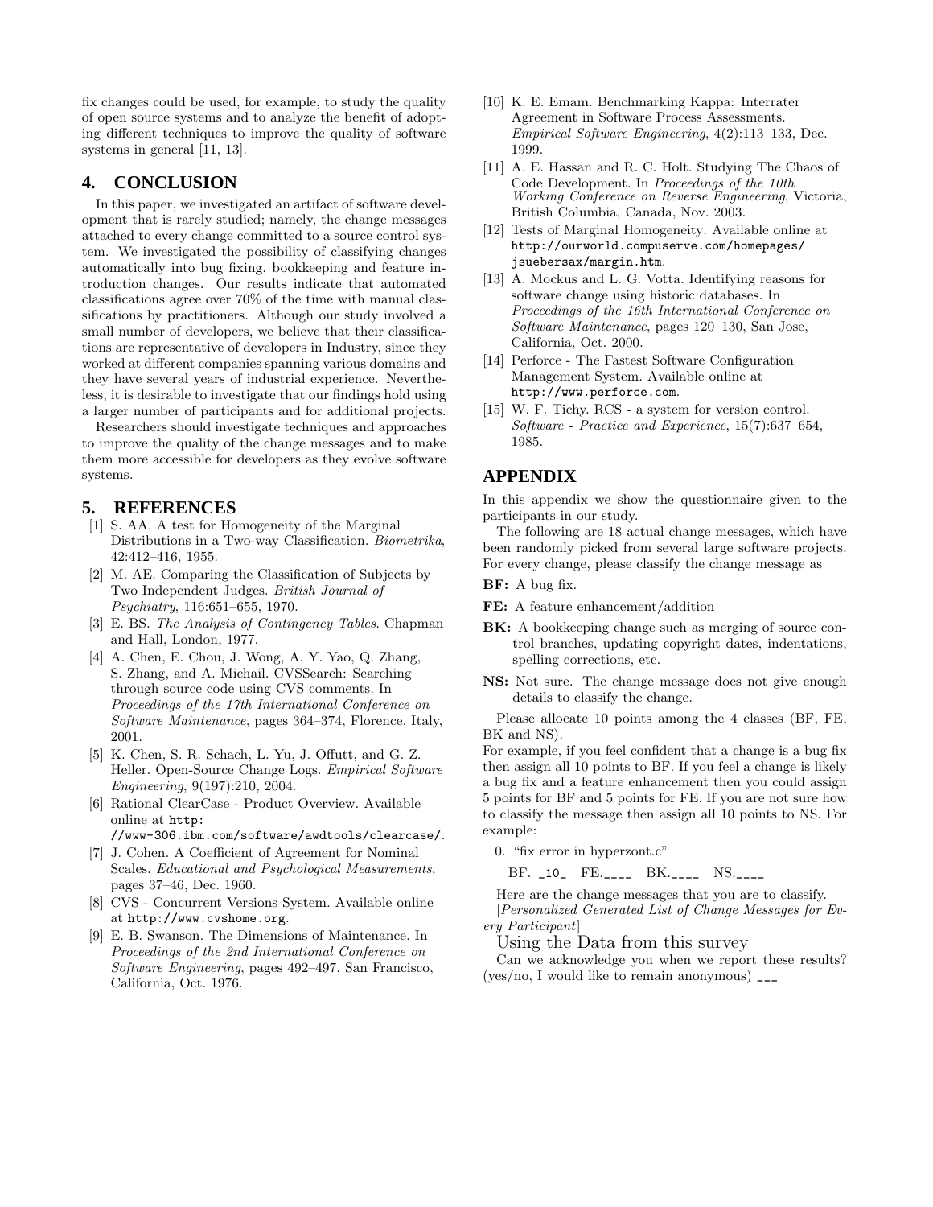fix changes could be used, for example, to study the quality of open source systems and to analyze the benefit of adopting different techniques to improve the quality of software systems in general [11, 13].

## 4. CONCLUSION

In this paper, we investigated an artifact of software development that is rarely studied; namely, the change messages attached to every change committed to a source control system. We investigated the possibility of classifying changes automatically into bug fixing, bookkeeping and feature introduction changes. Our results indicate that automated classifications agree over 70% of the time with manual classifications by practitioners. Although our study involved a small number of developers, we believe that their classifications are representative of developers in Industry, since they worked at different companies spanning various domains and they have several years of industrial experience. Nevertheless, it is desirable to investigate that our findings hold using a larger number of participants and for additional projects.

Researchers should investigate techniques and approaches to improve the quality of the change messages and to make them more accessible for developers as they evolve software systems.

## 5. REFERENCES

[1] S. AA. A test for Homogeneity of the Marginal Distributions in a Two-way Classification. *Biometrika*, 42:412–416, 1955.

[2] M. AE. Comparing the Classification of Subjects by Two Independent Judges. *British Journal of Psychiatry*, 116:651–655, 1970.

[3] E. BS. *The Analysis of Contingency Tables*. Chapman and Hall, London, 1977.

[4] A. Chen, E. Chou, J. Wong, A. Y. Yao, Q. Zhang, S. Zhang, and A. Michail. CVSSearch: Searching through source code using CVS comments. In *Proceedings of the 17th International Conference on Software Maintenance*, pages 364–374, Florence, Italy, 2001.

[5] K. Chen, S. R. Schach, L. Yu, J. Offutt, and G. Z. Heller. Open-Source Change Logs. *Empirical Software Engineering*, 9(197):210, 2004.

[6] Rational ClearCase - Product Overview. Available online at `http://www-306.ibm.com/software/awdtools/clearcase/`.

[7] J. Cohen. A Coefficient of Agreement for Nominal Scales. *Educational and Psychological Measurements*, pages 37–46, Dec. 1960.

[8] CVS - Concurrent Versions System. Available online at `http://www.cvshome.org`.

[9] E. B. Swanson. The Dimensions of Maintenance. In *Proceedings of the 2nd International Conference on Software Engineering*, pages 492–497, San Francisco, California, Oct. 1976.

[10] K. E. Emam. Benchmarking Kappa: Interrater Agreement in Software Process Assessments. *Empirical Software Engineering*, 4(2):113–133, Dec. 1999.

[11] A. E. Hassan and R. C. Holt. Studying The Chaos of Code Development. In *Proceedings of the 10th Working Conference on Reverse Engineering*, Victoria, British Columbia, Canada, Nov. 2003.

[12] Tests of Marginal Homogeneity. Available online at `http://ourworld.compuserve.com/homepages/jsuebersax/margin.htm`.

[13] A. Mockus and L. G. Votta. Identifying reasons for software change using historic databases. In *Proceedings of the 16th International Conference on Software Maintenance*, pages 120–130, San Jose, California, Oct. 2000.

[14] Perforce - The Fastest Software Configuration Management System. Available online at `http://www.perforce.com`.

[15] W. F. Tichy. RCS - a system for version control. *Software - Practice and Experience*, 15(7):637–654, 1985.

## APPENDIX

In this appendix we show the questionnaire given to the participants in our study.

The following are 18 actual change messages, which have been randomly picked from several large software projects. For every change, please classify the change message as

**BF:** A bug fix.

**FE:** A feature enhancement/addition

**BK:** A bookkeeping change such as merging of source control branches, updating copyright dates, indentations, spelling corrections, etc.

**NS:** Not sure. The change message does not give enough details to classify the change.

Please allocate 10 points among the 4 classes (BF, FE, BK and NS).

For example, if you feel confident that a change is a bug fix then assign all 10 points to BF. If you feel a change is likely a bug fix and a feature enhancement then you could assign 5 points for BF and 5 points for FE. If you are not sure how to classify the message then assign all 10 points to NS. For example:

0. "fix error in hyperzont.c"

BF. _10_ FE.____ BK.____ NS.____

Here are the change messages that you are to classify.

[*Personalized Generated List of Change Messages for Every Participant*]

Using the Data from this survey

Can we acknowledge you when we report these results? (yes/no, I would like to remain anonymous) ___